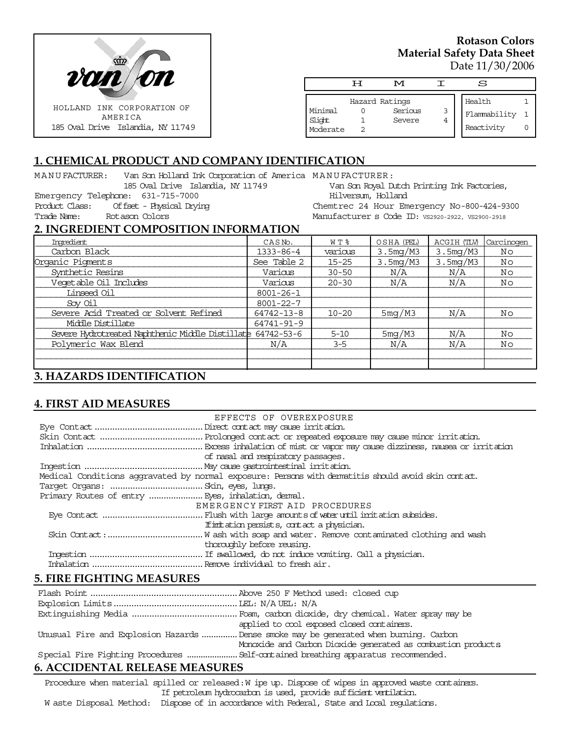HOLLAND INK CORPORATION OF AMERICA
185 Oval Drive Islandia, NY 11749

**Rotason Colors**
**Material Safety Data Sheet**
Date 11/30/2006

| H | M | I | S |
|---|---|---|---|

| Hazard Ratings | | | |
|---|---|---|---|
| Minimal | 0 | Serious | 3 |
| Slight | 1 | Severe | 4 |
| Moderate | 2 | | |

| | |
|---|---|
| Health | 1 |
| Flammability | 1 |
| Reactivity | 0 |

## 1. CHEMICAL PRODUCT AND COMPANY IDENTIFICATION

MANUFACTURER: Van Son Holland Ink Corporation of America
185 Oval Drive Islandia, NY 11749
Emergency Telephone: 631-715-7000
Product Class: Offset - Physical Drying
Trade Name: Rotason Colors

MANUFACTURER:
Van Son Royal Dutch Printing Ink Factories,
Hilversum, Holland
Chemtrec 24 Hour Emergency No-800-424-9300
Manufacturer s Code ID: VS2920-2922, VS2900-2918

## 2. INGREDIENT COMPOSITION INFORMATION

| Ingredient | CAS No. | WT% | OSHA (PEL) | ACGIH (TLV) | Carcinogen |
|---|---|---|---|---|---|
| Carbon Black | 1333-86-4 | various | 3.5mg/M3 | 3.5mg/M3 | No |
| Organic Pigments | See Table 2 | 15-25 | 3.5mg/M3 | 3.5mg/M3 | No |
| Synthetic Resins | Various | 30-50 | N/A | N/A | No |
| Vegetable Oil Includes | Various | 20-30 | N/A | N/A | No |
| Linseed Oil | 8001-26-1 | | | | |
| Soy Oil | 8001-22-7 | | | | |
| Severe Acid Treated or Solvent Refined | 64742-13-8 | 10-20 | 5mg/M3 | N/A | No |
| Middle Distillate | 64741-91-9 | | | | |
| Severe Hydrotreated Naphthenic Middle Distillate | 64742-53-6 | 5-10 | 5mg/M3 | N/A | No |
| Polymeric Wax Blend | N/A | 3-5 | N/A | N/A | No |

## 3. HAZARDS IDENTIFICATION

## 4. FIRST AID MEASURES

EFFECTS OF OVEREXPOSURE

- Eye Contact ............ Direct contact may cause irritation.
- Skin Contact ............ Prolonged contact or repeated exposure may cause minor irritation.
- Inhalation ............ Excess inhalation of mist or vapor may cause dizziness, nausea or irritation of nasal and respiratory passages.
- Ingestion ............ May cause gastrointestinal irritation.

Medical Conditions aggravated by normal exposure: Persons with dermatitis should avoid skin contact.

- Target Organs: ............ Skin, eyes, lungs.
- Primary Routes of entry ............ Eyes, inhalation, dermal.

EMERGENCY FIRST AID PROCEDURES

- Eye Contact ............ Flush with large amounts of water until irritation subsides. If irritation persists, contact a physician.
- Skin Contact: ............ Wash with soap and water. Remove contaminated clothing and wash thoroughly before reusing.
- Ingestion ............ If swallowed, do not induce vomiting. Call a physician.
- Inhalation ............ Remove individual to fresh air.

## 5. FIRE FIGHTING MEASURES

- Flash Point ............ Above 250 F Method used: closed cup
- Explosion Limits ............ LEL: N/A UEL: N/A
- Extinguishing Media ............ Foam, carbon dioxide, dry chemical. Water spray may be applied to cool exposed closed containers.
- Unusual Fire and Explosion Hazards ............ Dense smoke may be generated when burning. Carbon Monoxide and Carbon Dioxide generated as combustion products
- Special Fire Fighting Procedures ............ Self-contained breathing apparatus recommended.

## 6. ACCIDENTAL RELEASE MEASURES

Procedure when material spilled or released: Wipe up. Dispose of wipes in approved waste containers. If petroleum hydrocarbon is used, provide sufficient ventilation.

Waste Disposal Method: Dispose of in accordance with Federal, State and Local regulations.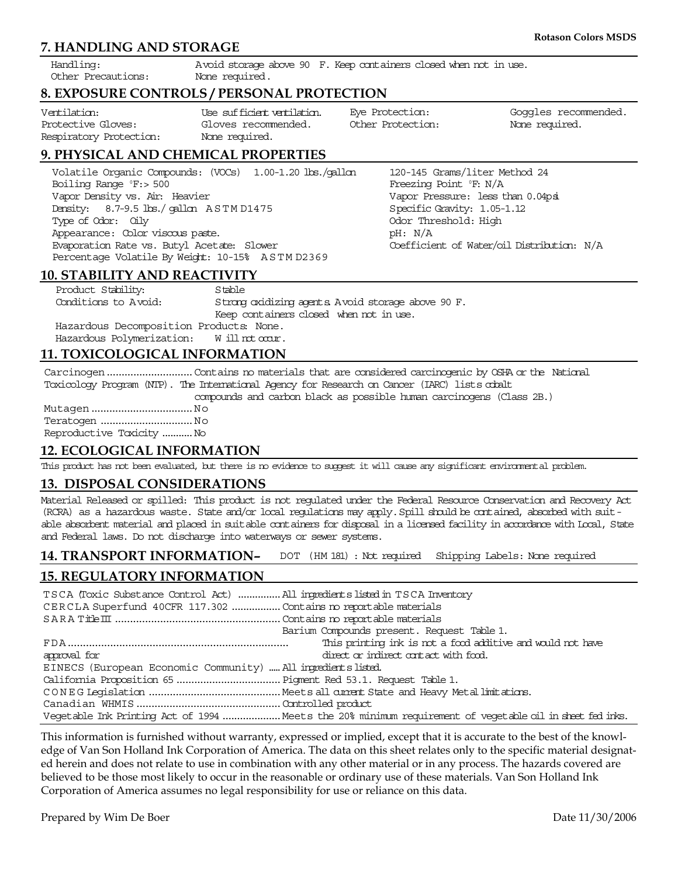## 7. HANDLING AND STORAGE

| | |
|---|---|
| Handling: | Avoid storage above 90 F. Keep containers closed when not in use. |
| Other Precautions: | None required. |

## 8. EXPOSURE CONTROLS / PERSONAL PROTECTION

| | | | |
|---|---|---|---|
| Ventilation: | Use sufficient ventilation. | Eye Protection: | Goggles recommended. |
| Protective Gloves: | Gloves recommended. | Other Protection: | None required. |
| Respiratory Protection: | None required. | | |

## 9. PHYSICAL AND CHEMICAL PROPERTIES

| | |
|---|---|
| Volatile Organic Compounds: (VOCs) 1.00-1.20 lbs./gallon | 120-145 Grams/liter Method 24 |
| Boiling Range °F:> 500 | Freezing Point °F: N/A |
| Vapor Density vs. Air: Heavier | Vapor Pressure: less than 0.04psi |
| Density: 8.7-9.5 lbs./ gallon ASTM D1475 | Specific Gravity: 1.05-1.12 |
| Type of Odor: Oily | Odor Threshold: High |
| Appearance: Color viscous paste. | pH: N/A |
| Evaporation Rate vs. Butyl Acetate: Slower | Coefficient of Water/oil Distribution: N/A |
| Percentage Volatile By Weight: 10-15% ASTM D2369 | |

## 10. STABILITY AND REACTIVITY

Product Stability: Stable

Conditions to Avoid: Strong oxidizing agents. Avoid storage above 90 F. Keep containers closed when not in use.

Hazardous Decomposition Products: None.

Hazardous Polymerization: Will not occur.

## 11. TOXICOLOGICAL INFORMATION

Carcinogen ............................ Contains no materials that are considered carcinogenic by OSHA or the National Toxicology Program (NTP). The International Agency for Research on Cancer (IARC) lists cobalt compounds and carbon black as possible human carcinogens (Class 2B.)

Mutagen ................................. No

Teratogen .............................. No

Reproductive Toxicity ........... No

## 12. ECOLOGICAL INFORMATION

This product has not been evaluated, but there is no evidence to suggest it will cause any significant environmental problem.

## 13. DISPOSAL CONSIDERATIONS

Material Released or spilled: This product is not regulated under the Federal Resource Conservation and Recovery Act (RCRA) as a hazardous waste. State and/or local regulations may apply. Spill should be contained, absorbed with suitable absorbent material and placed in suitable containers for disposal in a licensed facility in accordance with Local, State and Federal laws. Do not discharge into waterways or sewer systems.

## 14. TRANSPORT INFORMATION– DOT (HM 181) : Not required Shipping Labels: None required

## 15. REGULATORY INFORMATION

TSCA (Toxic Substance Control Act) .............. All ingredients listed in TSCA Inventory

CERCLA Superfund 40CFR 117.302 ................ Contains no reportable materials

SARA Title III ....................................................... Contains no reportable materials
Barium Compounds present. Request Table 1.

FDA ......................................................................... This printing ink is not a food additive and would not have approval for direct or indirect contact with food.

EINECS (European Economic Community) ..... All ingredients listed.

California Proposition 65 .................................. Pigment Red 53.1. Request Table 1.

CONEG Legislation ........................................... Meets all current State and Heavy Metal limitations.

Canadian WHMIS ............................................... Controlled product

Vegetable Ink Printing Act of 1994 .................... Meets the 20% minimum requirement of vegetable oil in sheet fed inks.

This information is furnished without warranty, expressed or implied, except that it is accurate to the best of the knowledge of Van Son Holland Ink Corporation of America. The data on this sheet relates only to the specific material designated herein and does not relate to use in combination with any other material or in any process. The hazards covered are believed to be those most likely to occur in the reasonable or ordinary use of these materials. Van Son Holland Ink Corporation of America assumes no legal responsibility for use or reliance on this data.

Prepared by Wim De Boer

Date 11/30/2006